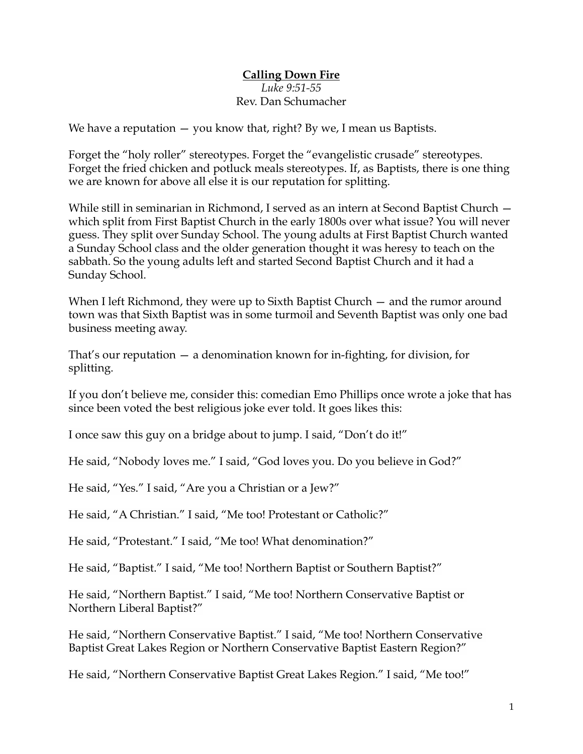**Calling Down Fire**

*Luke 9:51-55*

Rev. Dan Schumacher

We have a reputation — you know that, right? By we, I mean us Baptists.

Forget the "holy roller" stereotypes. Forget the "evangelistic crusade" stereotypes. Forget the fried chicken and potluck meals stereotypes. If, as Baptists, there is one thing we are known for above all else it is our reputation for splitting.

While still in seminarian in Richmond, I served as an intern at Second Baptist Church — which split from First Baptist Church in the early 1800s over what issue? You will never guess. They split over Sunday School. The young adults at First Baptist Church wanted a Sunday School class and the older generation thought it was heresy to teach on the sabbath. So the young adults left and started Second Baptist Church and it had a Sunday School.

When I left Richmond, they were up to Sixth Baptist Church — and the rumor around town was that Sixth Baptist was in some turmoil and Seventh Baptist was only one bad business meeting away.

That's our reputation — a denomination known for in-fighting, for division, for splitting.

If you don't believe me, consider this: comedian Emo Phillips once wrote a joke that has since been voted the best religious joke ever told. It goes likes this:

I once saw this guy on a bridge about to jump. I said, "Don't do it!"

He said, "Nobody loves me." I said, "God loves you. Do you believe in God?"

He said, "Yes." I said, "Are you a Christian or a Jew?"

He said, "A Christian." I said, "Me too! Protestant or Catholic?"

He said, "Protestant." I said, "Me too! What denomination?"

He said, "Baptist." I said, "Me too! Northern Baptist or Southern Baptist?"

He said, "Northern Baptist." I said, "Me too! Northern Conservative Baptist or Northern Liberal Baptist?"

He said, "Northern Conservative Baptist." I said, "Me too! Northern Conservative Baptist Great Lakes Region or Northern Conservative Baptist Eastern Region?"

He said, "Northern Conservative Baptist Great Lakes Region." I said, "Me too!"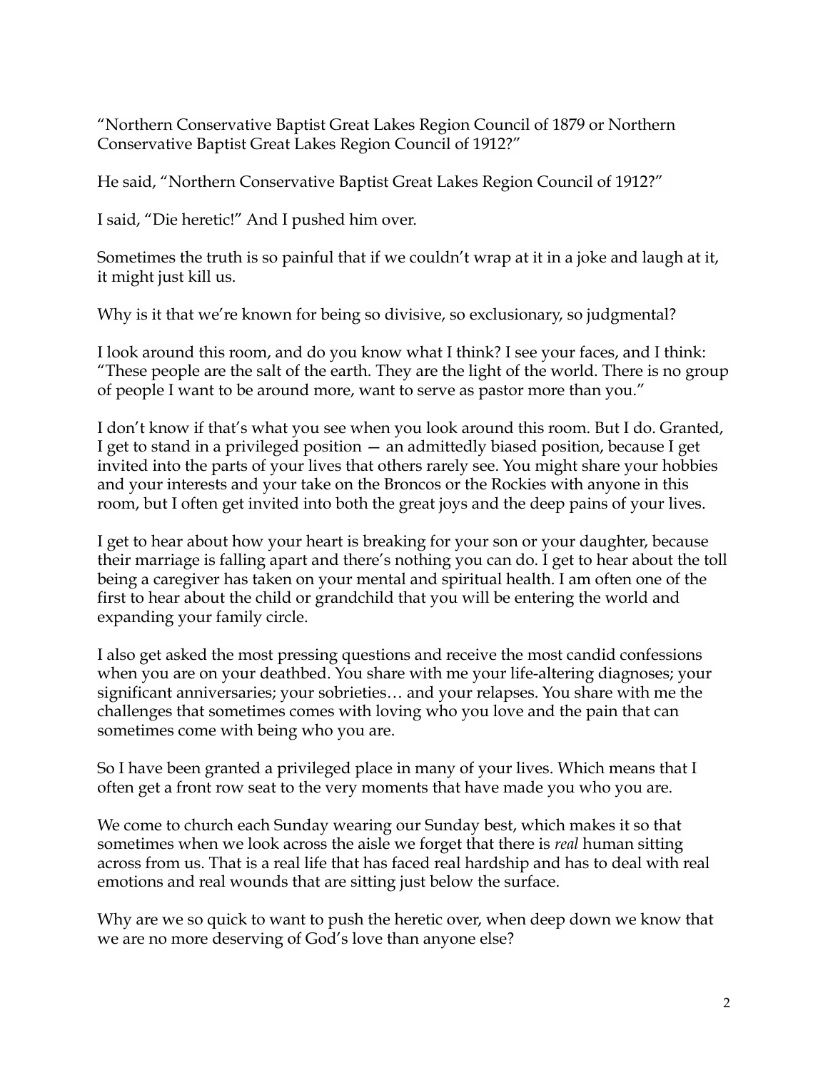"Northern Conservative Baptist Great Lakes Region Council of 1879 or Northern Conservative Baptist Great Lakes Region Council of 1912?"

He said, "Northern Conservative Baptist Great Lakes Region Council of 1912?"

I said, "Die heretic!" And I pushed him over.

Sometimes the truth is so painful that if we couldn't wrap at it in a joke and laugh at it, it might just kill us.

Why is it that we're known for being so divisive, so exclusionary, so judgmental?

I look around this room, and do you know what I think? I see your faces, and I think: "These people are the salt of the earth. They are the light of the world. There is no group of people I want to be around more, want to serve as pastor more than you."

I don't know if that's what you see when you look around this room. But I do. Granted, I get to stand in a privileged position — an admittedly biased position, because I get invited into the parts of your lives that others rarely see. You might share your hobbies and your interests and your take on the Broncos or the Rockies with anyone in this room, but I often get invited into both the great joys and the deep pains of your lives.

I get to hear about how your heart is breaking for your son or your daughter, because their marriage is falling apart and there's nothing you can do. I get to hear about the toll being a caregiver has taken on your mental and spiritual health. I am often one of the first to hear about the child or grandchild that you will be entering the world and expanding your family circle.

I also get asked the most pressing questions and receive the most candid confessions when you are on your deathbed. You share with me your life-altering diagnoses; your significant anniversaries; your sobrieties… and your relapses. You share with me the challenges that sometimes comes with loving who you love and the pain that can sometimes come with being who you are.

So I have been granted a privileged place in many of your lives. Which means that I often get a front row seat to the very moments that have made you who you are.

We come to church each Sunday wearing our Sunday best, which makes it so that sometimes when we look across the aisle we forget that there is *real* human sitting across from us. That is a real life that has faced real hardship and has to deal with real emotions and real wounds that are sitting just below the surface.

Why are we so quick to want to push the heretic over, when deep down we know that we are no more deserving of God's love than anyone else?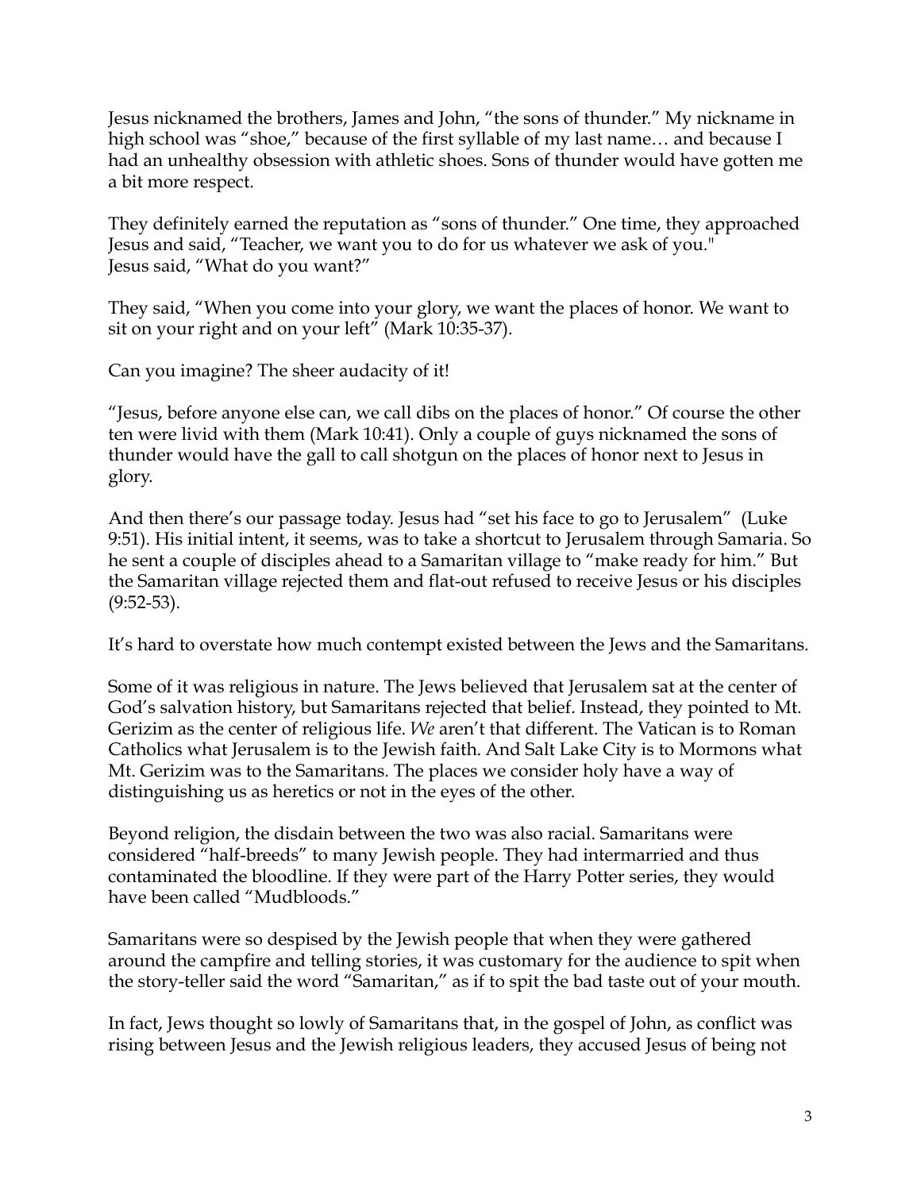Jesus nicknamed the brothers, James and John, "the sons of thunder." My nickname in high school was "shoe," because of the first syllable of my last name… and because I had an unhealthy obsession with athletic shoes. Sons of thunder would have gotten me a bit more respect.

They definitely earned the reputation as "sons of thunder." One time, they approached Jesus and said, "Teacher, we want you to do for us whatever we ask of you."
Jesus said, "What do you want?"

They said, "When you come into your glory, we want the places of honor. We want to sit on your right and on your left" (Mark 10:35-37).

Can you imagine? The sheer audacity of it!

"Jesus, before anyone else can, we call dibs on the places of honor." Of course the other ten were livid with them (Mark 10:41). Only a couple of guys nicknamed the sons of thunder would have the gall to call shotgun on the places of honor next to Jesus in glory.

And then there's our passage today. Jesus had "set his face to go to Jerusalem" (Luke 9:51). His initial intent, it seems, was to take a shortcut to Jerusalem through Samaria. So he sent a couple of disciples ahead to a Samaritan village to "make ready for him." But the Samaritan village rejected them and flat-out refused to receive Jesus or his disciples (9:52-53).

It's hard to overstate how much contempt existed between the Jews and the Samaritans.

Some of it was religious in nature. The Jews believed that Jerusalem sat at the center of God's salvation history, but Samaritans rejected that belief. Instead, they pointed to Mt. Gerizim as the center of religious life. *We* aren't that different. The Vatican is to Roman Catholics what Jerusalem is to the Jewish faith. And Salt Lake City is to Mormons what Mt. Gerizim was to the Samaritans. The places we consider holy have a way of distinguishing us as heretics or not in the eyes of the other.

Beyond religion, the disdain between the two was also racial. Samaritans were considered "half-breeds" to many Jewish people. They had intermarried and thus contaminated the bloodline. If they were part of the Harry Potter series, they would have been called "Mudbloods."

Samaritans were so despised by the Jewish people that when they were gathered around the campfire and telling stories, it was customary for the audience to spit when the story-teller said the word "Samaritan," as if to spit the bad taste out of your mouth.

In fact, Jews thought so lowly of Samaritans that, in the gospel of John, as conflict was rising between Jesus and the Jewish religious leaders, they accused Jesus of being not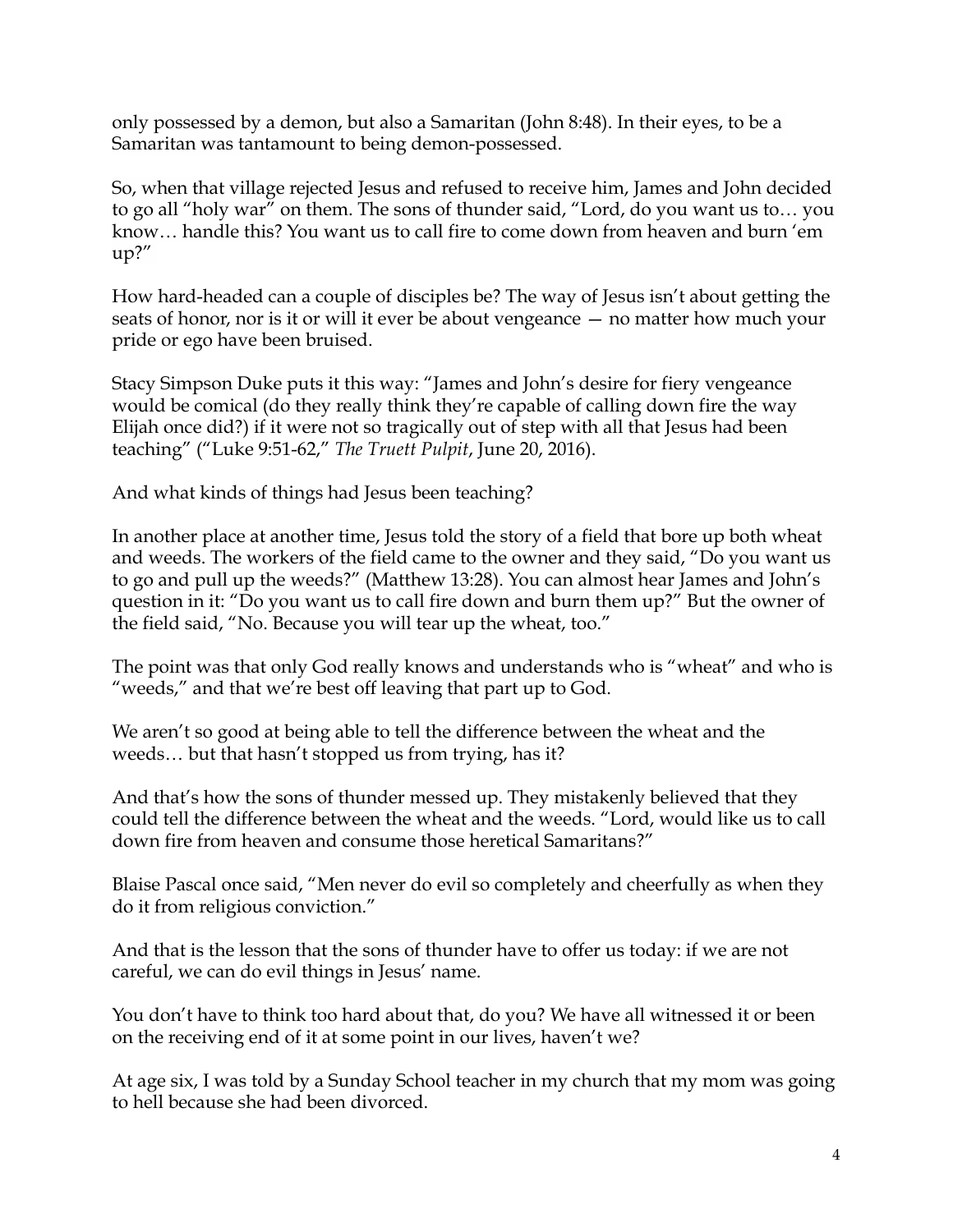only possessed by a demon, but also a Samaritan (John 8:48). In their eyes, to be a Samaritan was tantamount to being demon-possessed.

So, when that village rejected Jesus and refused to receive him, James and John decided to go all "holy war" on them. The sons of thunder said, "Lord, do you want us to… you know… handle this? You want us to call fire to come down from heaven and burn 'em up?"

How hard-headed can a couple of disciples be? The way of Jesus isn't about getting the seats of honor, nor is it or will it ever be about vengeance — no matter how much your pride or ego have been bruised.

Stacy Simpson Duke puts it this way: "James and John's desire for fiery vengeance would be comical (do they really think they're capable of calling down fire the way Elijah once did?) if it were not so tragically out of step with all that Jesus had been teaching" ("Luke 9:51-62," *The Truett Pulpit*, June 20, 2016).

And what kinds of things had Jesus been teaching?

In another place at another time, Jesus told the story of a field that bore up both wheat and weeds. The workers of the field came to the owner and they said, "Do you want us to go and pull up the weeds?" (Matthew 13:28). You can almost hear James and John's question in it: "Do you want us to call fire down and burn them up?" But the owner of the field said, "No. Because you will tear up the wheat, too."

The point was that only God really knows and understands who is "wheat" and who is "weeds," and that we're best off leaving that part up to God.

We aren't so good at being able to tell the difference between the wheat and the weeds… but that hasn't stopped us from trying, has it?

And that's how the sons of thunder messed up. They mistakenly believed that they could tell the difference between the wheat and the weeds. "Lord, would like us to call down fire from heaven and consume those heretical Samaritans?"

Blaise Pascal once said, "Men never do evil so completely and cheerfully as when they do it from religious conviction."

And that is the lesson that the sons of thunder have to offer us today: if we are not careful, we can do evil things in Jesus' name.

You don't have to think too hard about that, do you? We have all witnessed it or been on the receiving end of it at some point in our lives, haven't we?

At age six, I was told by a Sunday School teacher in my church that my mom was going to hell because she had been divorced.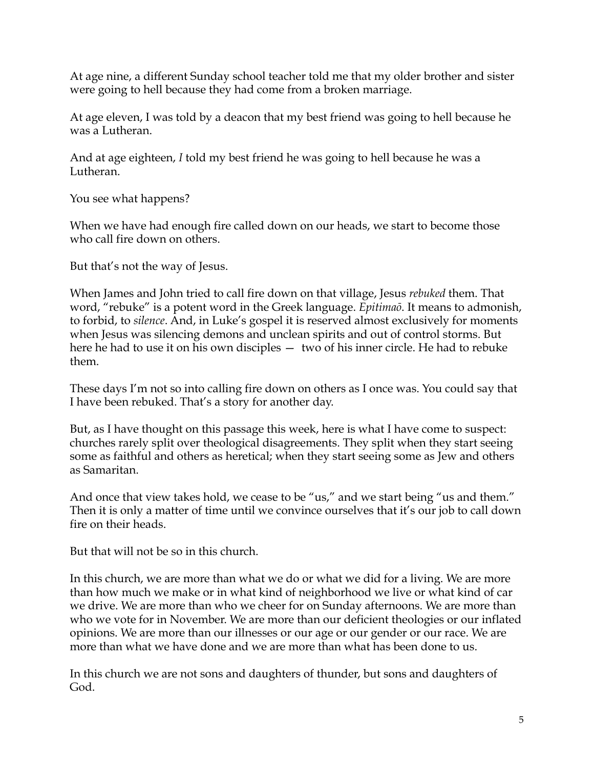At age nine, a different Sunday school teacher told me that my older brother and sister were going to hell because they had come from a broken marriage.

At age eleven, I was told by a deacon that my best friend was going to hell because he was a Lutheran.

And at age eighteen, *I* told my best friend he was going to hell because he was a Lutheran.

You see what happens?

When we have had enough fire called down on our heads, we start to become those who call fire down on others.

But that's not the way of Jesus.

When James and John tried to call fire down on that village, Jesus *rebuked* them. That word, "rebuke" is a potent word in the Greek language. *Epitimaō*. It means to admonish, to forbid, to *silence*. And, in Luke's gospel it is reserved almost exclusively for moments when Jesus was silencing demons and unclean spirits and out of control storms. But here he had to use it on his own disciples — two of his inner circle. He had to rebuke them.

These days I'm not so into calling fire down on others as I once was. You could say that I have been rebuked. That's a story for another day.

But, as I have thought on this passage this week, here is what I have come to suspect: churches rarely split over theological disagreements. They split when they start seeing some as faithful and others as heretical; when they start seeing some as Jew and others as Samaritan.

And once that view takes hold, we cease to be "us," and we start being "us and them." Then it is only a matter of time until we convince ourselves that it's our job to call down fire on their heads.

But that will not be so in this church.

In this church, we are more than what we do or what we did for a living. We are more than how much we make or in what kind of neighborhood we live or what kind of car we drive. We are more than who we cheer for on Sunday afternoons. We are more than who we vote for in November. We are more than our deficient theologies or our inflated opinions. We are more than our illnesses or our age or our gender or our race. We are more than what we have done and we are more than what has been done to us.

In this church we are not sons and daughters of thunder, but sons and daughters of God.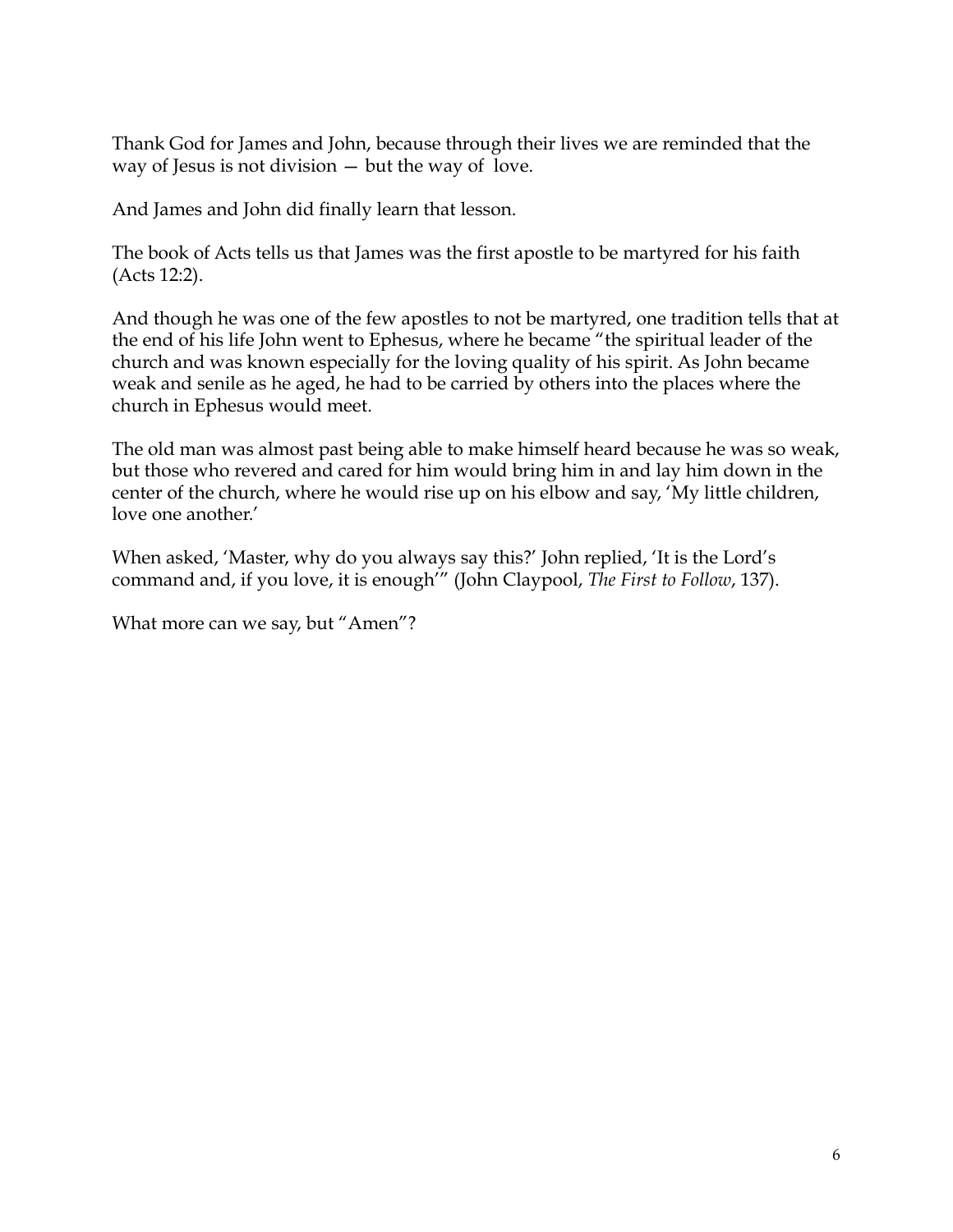Thank God for James and John, because through their lives we are reminded that the way of Jesus is not division — but the way of love.

And James and John did finally learn that lesson.

The book of Acts tells us that James was the first apostle to be martyred for his faith (Acts 12:2).

And though he was one of the few apostles to not be martyred, one tradition tells that at the end of his life John went to Ephesus, where he became "the spiritual leader of the church and was known especially for the loving quality of his spirit. As John became weak and senile as he aged, he had to be carried by others into the places where the church in Ephesus would meet.

The old man was almost past being able to make himself heard because he was so weak, but those who revered and cared for him would bring him in and lay him down in the center of the church, where he would rise up on his elbow and say, 'My little children, love one another.'

When asked, 'Master, why do you always say this?' John replied, 'It is the Lord's command and, if you love, it is enough'" (John Claypool, *The First to Follow*, 137).

What more can we say, but "Amen"?